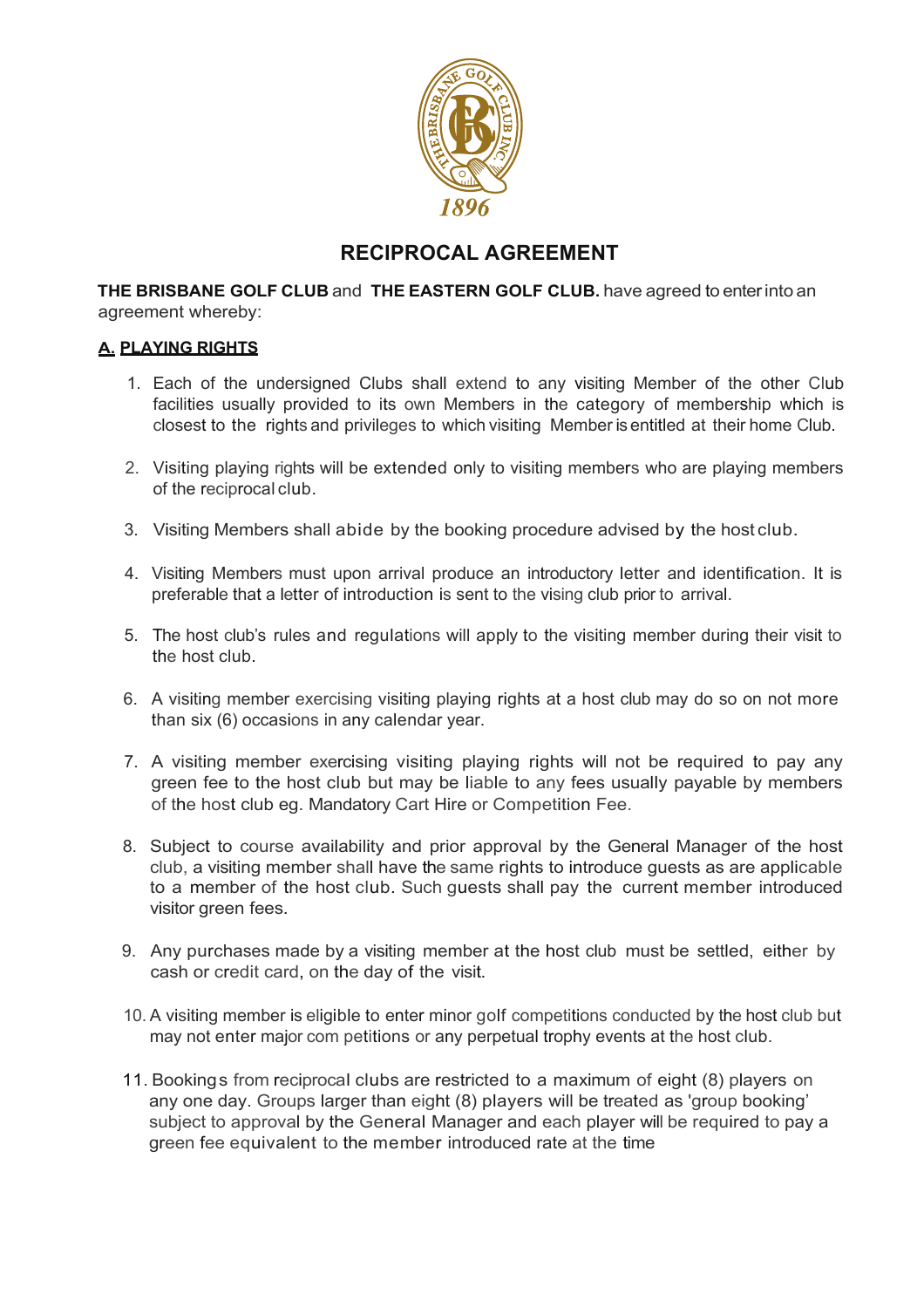# RECIPROCAL AGREEMENT

**THE BRISBANE GOLF CLUB** and **THE EASTERN GOLF CLUB.** have agreed to enter into an agreement whereby:

## A. PLAYING RIGHTS

1. Each of the undersigned Clubs shall extend to any visiting Member of the other Club facilities usually provided to its own Members in the category of membership which is closest to the rights and privileges to which visiting Member is entitled at their home Club.

2. Visiting playing rights will be extended only to visiting members who are playing members of the reciprocal club.

3. Visiting Members shall abide by the booking procedure advised by the host club.

4. Visiting Members must upon arrival produce an introductory letter and identification. It is preferable that a letter of introduction is sent to the vising club prior to arrival.

5. The host club's rules and regulations will apply to the visiting member during their visit to the host club.

6. A visiting member exercising visiting playing rights at a host club may do so on not more than six (6) occasions in any calendar year.

7. A visiting member exercising visiting playing rights will not be required to pay any green fee to the host club but may be liable to any fees usually payable by members of the host club eg. Mandatory Cart Hire or Competition Fee.

8. Subject to course availability and prior approval by the General Manager of the host club, a visiting member shall have the same rights to introduce guests as are applicable to a member of the host club. Such guests shall pay the current member introduced visitor green fees.

9. Any purchases made by a visiting member at the host club must be settled, either by cash or credit card, on the day of the visit.

10. A visiting member is eligible to enter minor golf competitions conducted by the host club but may not enter major com petitions or any perpetual trophy events at the host club.

11. Bookings from reciprocal clubs are restricted to a maximum of eight (8) players on any one day. Groups larger than eight (8) players will be treated as 'group booking' subject to approval by the General Manager and each player will be required to pay a green fee equivalent to the member introduced rate at the time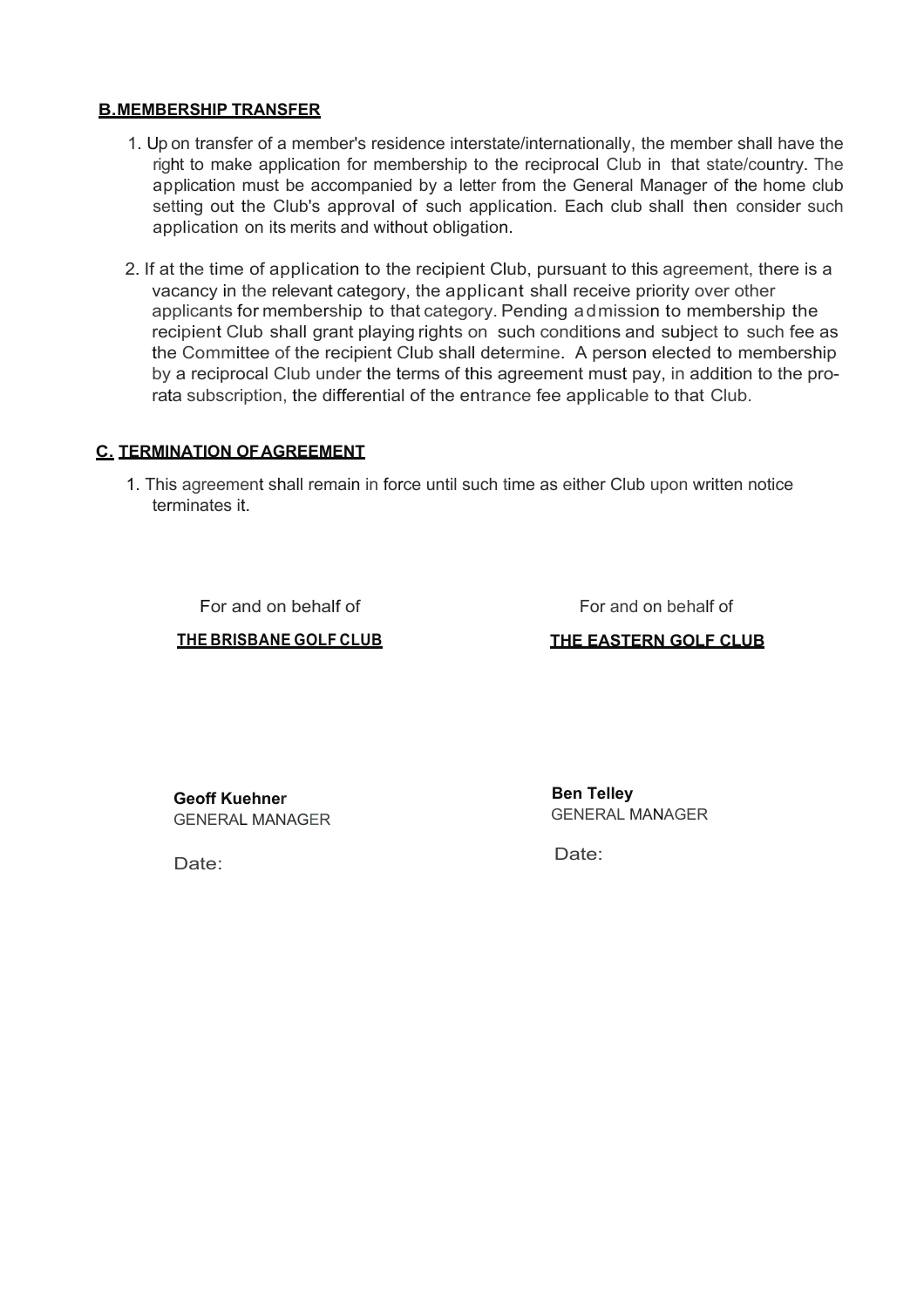### B. MEMBERSHIP TRANSFER

1. Upon transfer of a member's residence interstate/internationally, the member shall have the right to make application for membership to the reciprocal Club in that state/country. The application must be accompanied by a letter from the General Manager of the home club setting out the Club's approval of such application. Each club shall then consider such application on its merits and without obligation.

2. If at the time of application to the recipient Club, pursuant to this agreement, there is a vacancy in the relevant category, the applicant shall receive priority over other applicants for membership to that category. Pending admission to membership the recipient Club shall grant playing rights on such conditions and subject to such fee as the Committee of the recipient Club shall determine. A person elected to membership by a reciprocal Club under the terms of this agreement must pay, in addition to the pro-rata subscription, the differential of the entrance fee applicable to that Club.

### C. TERMINATION OF AGREEMENT

1. This agreement shall remain in force until such time as either Club upon written notice terminates it.

For and on behalf of

**THE BRISBANE GOLF CLUB**

**Geoff Kuehner**
GENERAL MANAGER

Date:

For and on behalf of

**THE EASTERN GOLF CLUB**

**Ben Telley**
GENERAL MANAGER

Date: